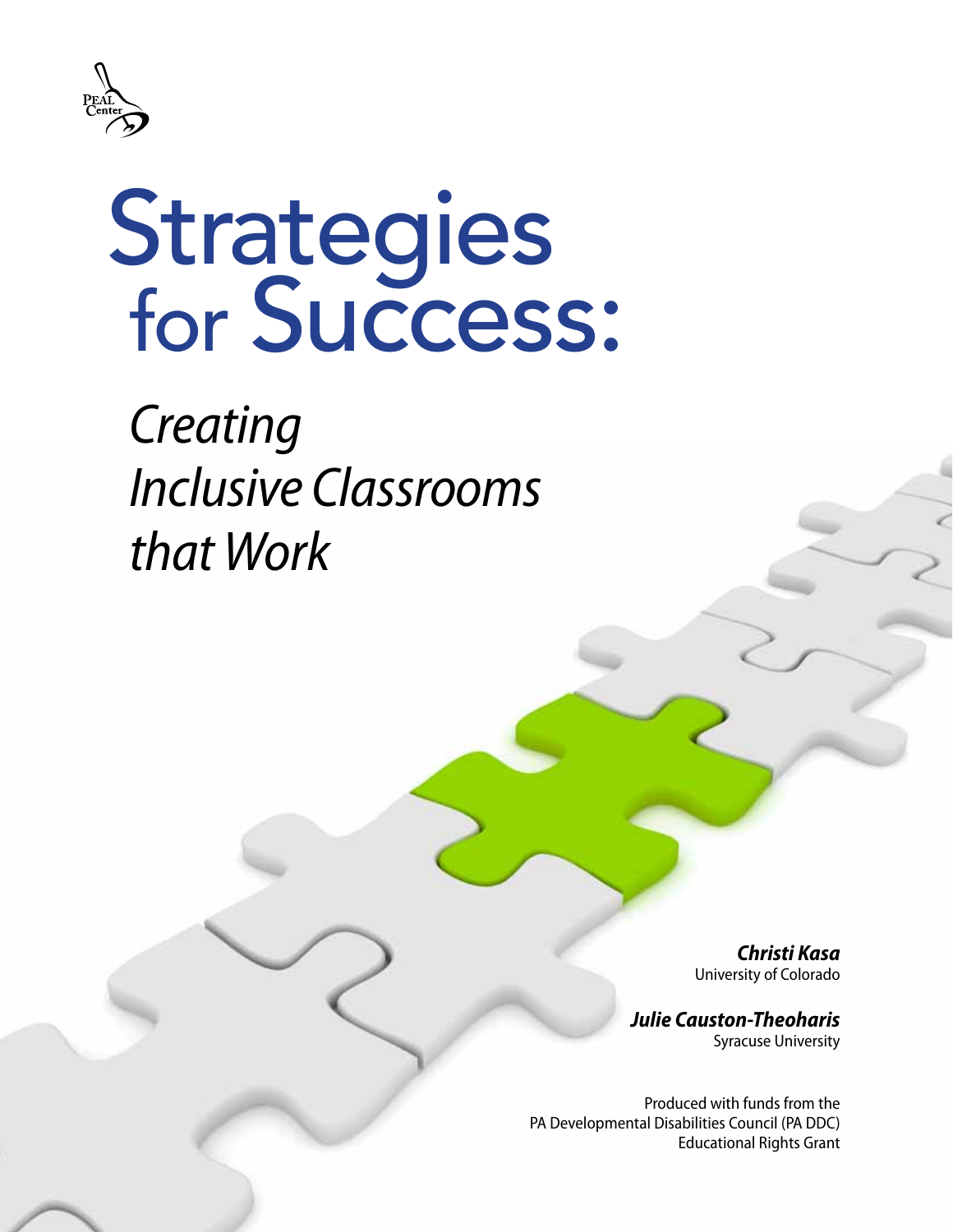# Strategies for Success:

*Creating Inclusive Classrooms that Work*

***Christi Kasa***
University of Colorado

***Julie Causton-Theoharis***
Syracuse University

Produced with funds from the
PA Developmental Disabilities Council (PA DDC)
Educational Rights Grant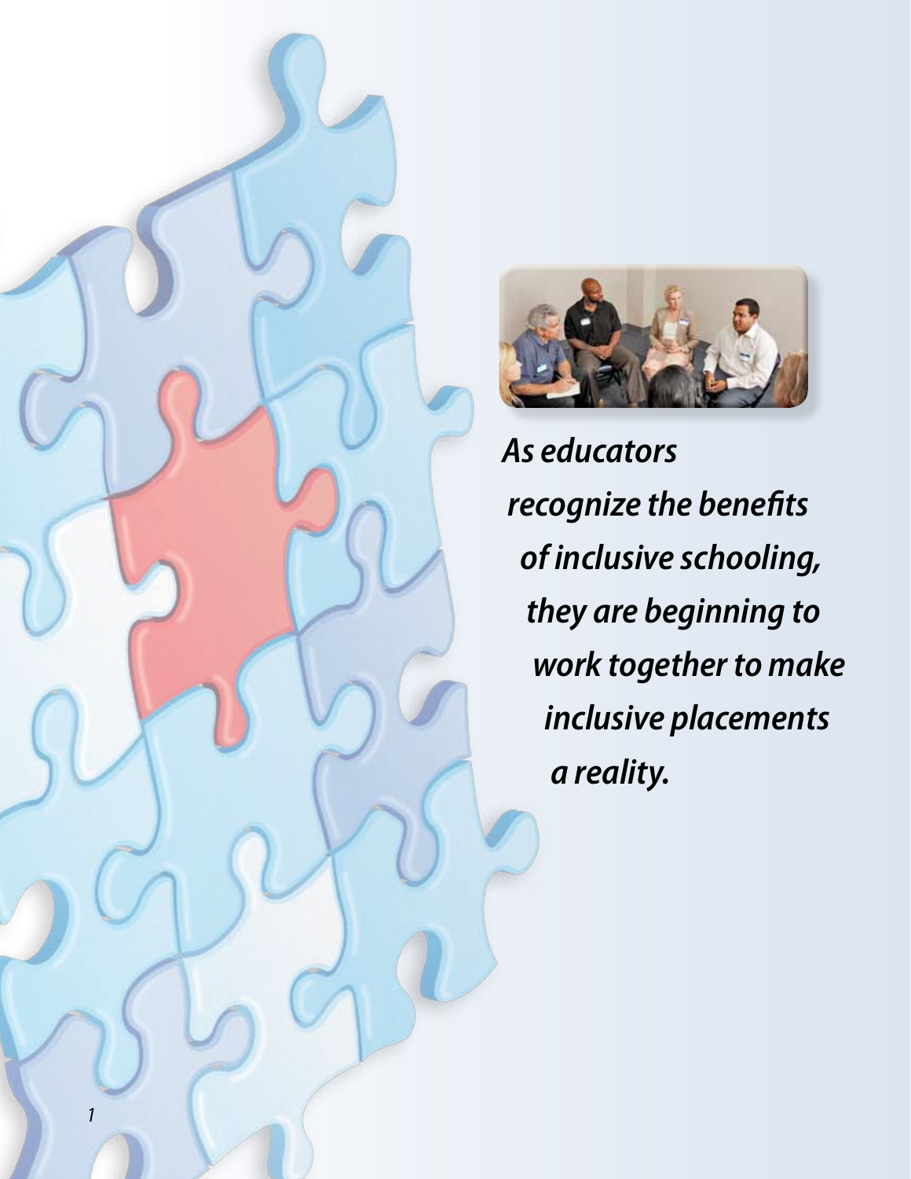*As educators recognize the benefits of inclusive schooling, they are beginning to work together to make inclusive placements a reality.*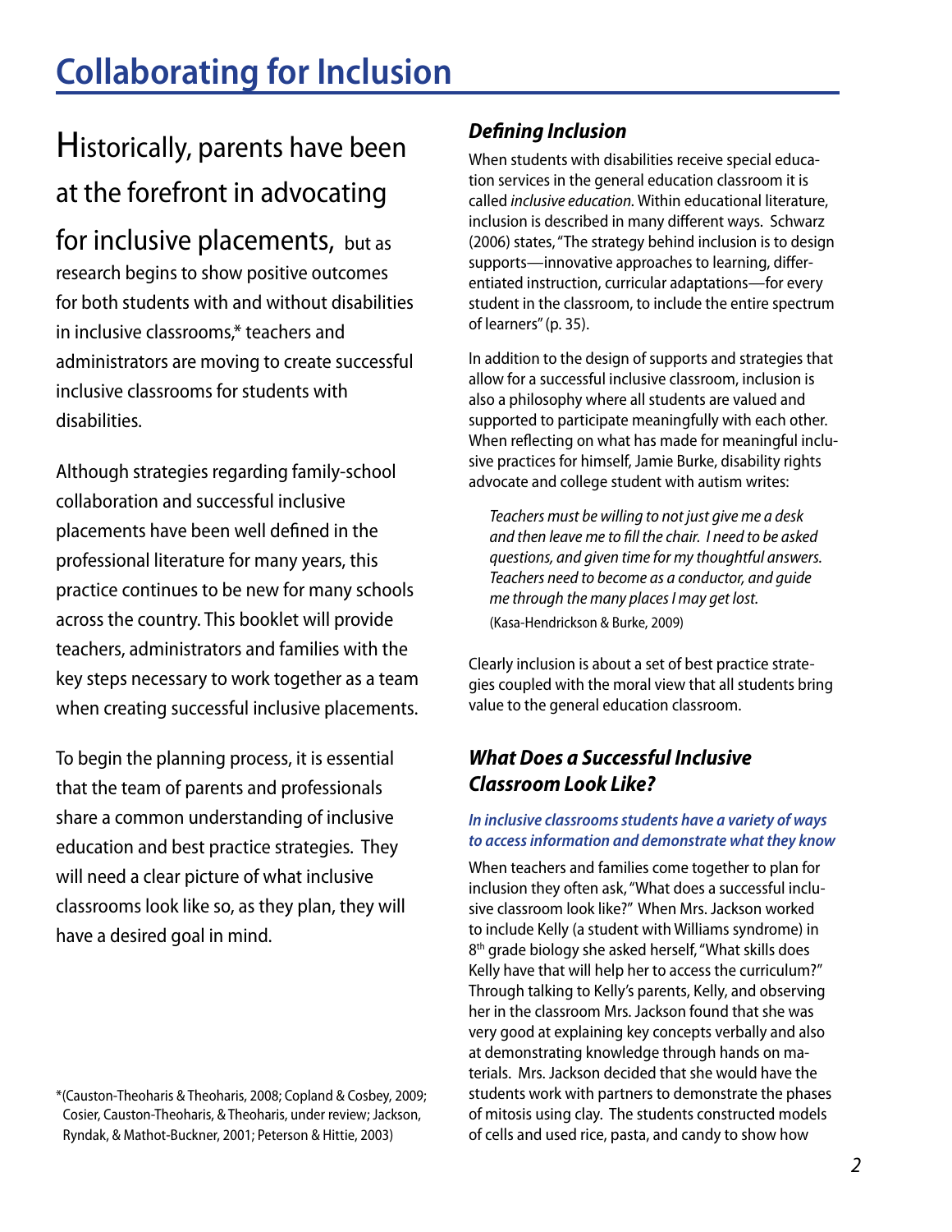# Collaborating for Inclusion

Historically, parents have been at the forefront in advocating for inclusive placements, but as research begins to show positive outcomes for both students with and without disabilities in inclusive classrooms,* teachers and administrators are moving to create successful inclusive classrooms for students with disabilities.

Although strategies regarding family-school collaboration and successful inclusive placements have been well defined in the professional literature for many years, this practice continues to be new for many schools across the country. This booklet will provide teachers, administrators and families with the key steps necessary to work together as a team when creating successful inclusive placements.

To begin the planning process, it is essential that the team of parents and professionals share a common understanding of inclusive education and best practice strategies. They will need a clear picture of what inclusive classrooms look like so, as they plan, they will have a desired goal in mind.

*(Causton-Theoharis & Theoharis, 2008; Copland & Cosbey, 2009; Cosier, Causton-Theoharis, & Theoharis, under review; Jackson, Ryndak, & Mathot-Buckner, 2001; Peterson & Hittie, 2003)

## *Defining Inclusion*

When students with disabilities receive special education services in the general education classroom it is called *inclusive education*. Within educational literature, inclusion is described in many different ways. Schwarz (2006) states, "The strategy behind inclusion is to design supports—innovative approaches to learning, differentiated instruction, curricular adaptations—for every student in the classroom, to include the entire spectrum of learners" (p. 35).

In addition to the design of supports and strategies that allow for a successful inclusive classroom, inclusion is also a philosophy where all students are valued and supported to participate meaningfully with each other. When reflecting on what has made for meaningful inclusive practices for himself, Jamie Burke, disability rights advocate and college student with autism writes:

> *Teachers must be willing to not just give me a desk and then leave me to fill the chair. I need to be asked questions, and given time for my thoughtful answers. Teachers need to become as a conductor, and guide me through the many places I may get lost.*
> (Kasa-Hendrickson & Burke, 2009)

Clearly inclusion is about a set of best practice strategies coupled with the moral view that all students bring value to the general education classroom.

## *What Does a Successful Inclusive Classroom Look Like?*

### *In inclusive classrooms students have a variety of ways to access information and demonstrate what they know*

When teachers and families come together to plan for inclusion they often ask, "What does a successful inclusive classroom look like?" When Mrs. Jackson worked to include Kelly (a student with Williams syndrome) in 8th grade biology she asked herself, "What skills does Kelly have that will help her to access the curriculum?" Through talking to Kelly's parents, Kelly, and observing her in the classroom Mrs. Jackson found that she was very good at explaining key concepts verbally and also at demonstrating knowledge through hands on materials. Mrs. Jackson decided that she would have the students work with partners to demonstrate the phases of mitosis using clay. The students constructed models of cells and used rice, pasta, and candy to show how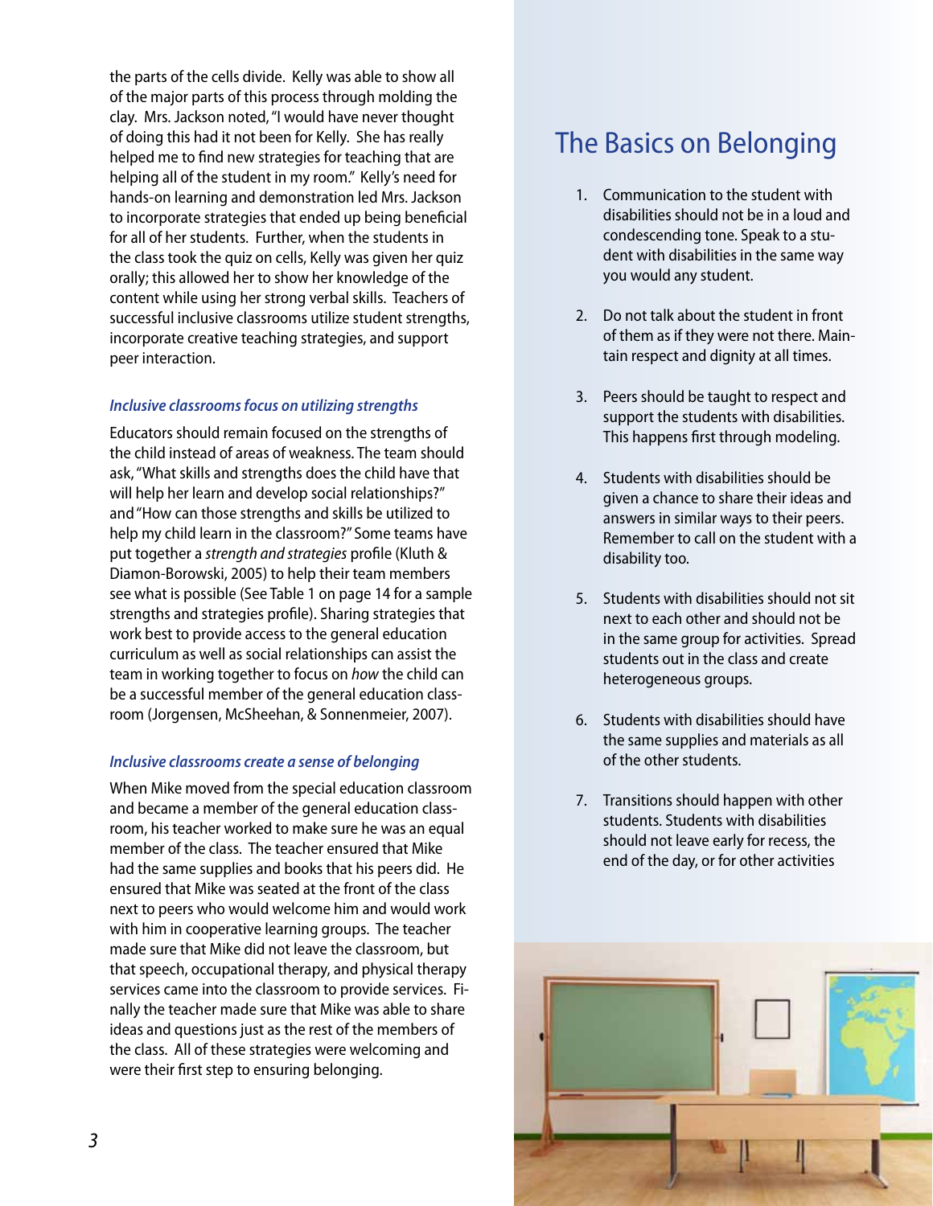the parts of the cells divide. Kelly was able to show all of the major parts of this process through molding the clay. Mrs. Jackson noted, "I would have never thought of doing this had it not been for Kelly. She has really helped me to find new strategies for teaching that are helping all of the student in my room." Kelly's need for hands-on learning and demonstration led Mrs. Jackson to incorporate strategies that ended up being beneficial for all of her students. Further, when the students in the class took the quiz on cells, Kelly was given her quiz orally; this allowed her to show her knowledge of the content while using her strong verbal skills. Teachers of successful inclusive classrooms utilize student strengths, incorporate creative teaching strategies, and support peer interaction.

### *Inclusive classrooms focus on utilizing strengths*

Educators should remain focused on the strengths of the child instead of areas of weakness. The team should ask, "What skills and strengths does the child have that will help her learn and develop social relationships?" and "How can those strengths and skills be utilized to help my child learn in the classroom?" Some teams have put together a *strength and strategies* profile (Kluth & Diamon-Borowski, 2005) to help their team members see what is possible (See Table 1 on page 14 for a sample strengths and strategies profile). Sharing strategies that work best to provide access to the general education curriculum as well as social relationships can assist the team in working together to focus on *how* the child can be a successful member of the general education classroom (Jorgensen, McSheehan, & Sonnenmeier, 2007).

### *Inclusive classrooms create a sense of belonging*

When Mike moved from the special education classroom and became a member of the general education classroom, his teacher worked to make sure he was an equal member of the class. The teacher ensured that Mike had the same supplies and books that his peers did. He ensured that Mike was seated at the front of the class next to peers who would welcome him and would work with him in cooperative learning groups. The teacher made sure that Mike did not leave the classroom, but that speech, occupational therapy, and physical therapy services came into the classroom to provide services. Finally the teacher made sure that Mike was able to share ideas and questions just as the rest of the members of the class. All of these strategies were welcoming and were their first step to ensuring belonging.

## The Basics on Belonging

1. Communication to the student with disabilities should not be in a loud and condescending tone. Speak to a student with disabilities in the same way you would any student.

2. Do not talk about the student in front of them as if they were not there. Maintain respect and dignity at all times.

3. Peers should be taught to respect and support the students with disabilities. This happens first through modeling.

4. Students with disabilities should be given a chance to share their ideas and answers in similar ways to their peers. Remember to call on the student with a disability too.

5. Students with disabilities should not sit next to each other and should not be in the same group for activities. Spread students out in the class and create heterogeneous groups.

6. Students with disabilities should have the same supplies and materials as all of the other students.

7. Transitions should happen with other students. Students with disabilities should not leave early for recess, the end of the day, or for other activities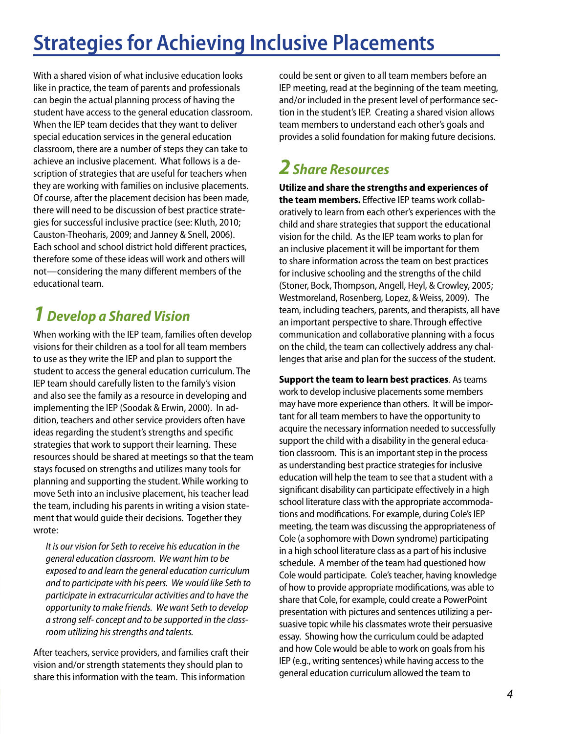# Strategies for Achieving Inclusive Placements

With a shared vision of what inclusive education looks like in practice, the team of parents and professionals can begin the actual planning process of having the student have access to the general education classroom. When the IEP team decides that they want to deliver special education services in the general education classroom, there are a number of steps they can take to achieve an inclusive placement. What follows is a description of strategies that are useful for teachers when they are working with families on inclusive placements. Of course, after the placement decision has been made, there will need to be discussion of best practice strategies for successful inclusive practice (see: Kluth, 2010; Causton-Theoharis, 2009; and Janney & Snell, 2006). Each school and school district hold different practices, therefore some of these ideas will work and others will not—considering the many different members of the educational team.

## *1 Develop a Shared Vision*

When working with the IEP team, families often develop visions for their children as a tool for all team members to use as they write the IEP and plan to support the student to access the general education curriculum. The IEP team should carefully listen to the family's vision and also see the family as a resource in developing and implementing the IEP (Soodak & Erwin, 2000). In addition, teachers and other service providers often have ideas regarding the student's strengths and specific strategies that work to support their learning. These resources should be shared at meetings so that the team stays focused on strengths and utilizes many tools for planning and supporting the student. While working to move Seth into an inclusive placement, his teacher lead the team, including his parents in writing a vision statement that would guide their decisions. Together they wrote:

> *It is our vision for Seth to receive his education in the general education classroom. We want him to be exposed to and learn the general education curriculum and to participate with his peers. We would like Seth to participate in extracurricular activities and to have the opportunity to make friends. We want Seth to develop a strong self- concept and to be supported in the classroom utilizing his strengths and talents.*

After teachers, service providers, and families craft their vision and/or strength statements they should plan to share this information with the team. This information could be sent or given to all team members before an IEP meeting, read at the beginning of the team meeting, and/or included in the present level of performance section in the student's IEP. Creating a shared vision allows team members to understand each other's goals and provides a solid foundation for making future decisions.

## *2 Share Resources*

**Utilize and share the strengths and experiences of the team members.** Effective IEP teams work collaboratively to learn from each other's experiences with the child and share strategies that support the educational vision for the child. As the IEP team works to plan for an inclusive placement it will be important for them to share information across the team on best practices for inclusive schooling and the strengths of the child (Stoner, Bock, Thompson, Angell, Heyl, & Crowley, 2005; Westmoreland, Rosenberg, Lopez, & Weiss, 2009). The team, including teachers, parents, and therapists, all have an important perspective to share. Through effective communication and collaborative planning with a focus on the child, the team can collectively address any challenges that arise and plan for the success of the student.

**Support the team to learn best practices**. As teams work to develop inclusive placements some members may have more experience than others. It will be important for all team members to have the opportunity to acquire the necessary information needed to successfully support the child with a disability in the general education classroom. This is an important step in the process as understanding best practice strategies for inclusive education will help the team to see that a student with a significant disability can participate effectively in a high school literature class with the appropriate accommodations and modifications. For example, during Cole's IEP meeting, the team was discussing the appropriateness of Cole (a sophomore with Down syndrome) participating in a high school literature class as a part of his inclusive schedule. A member of the team had questioned how Cole would participate. Cole's teacher, having knowledge of how to provide appropriate modifications, was able to share that Cole, for example, could create a PowerPoint presentation with pictures and sentences utilizing a persuasive topic while his classmates wrote their persuasive essay. Showing how the curriculum could be adapted and how Cole would be able to work on goals from his IEP (e.g., writing sentences) while having access to the general education curriculum allowed the team to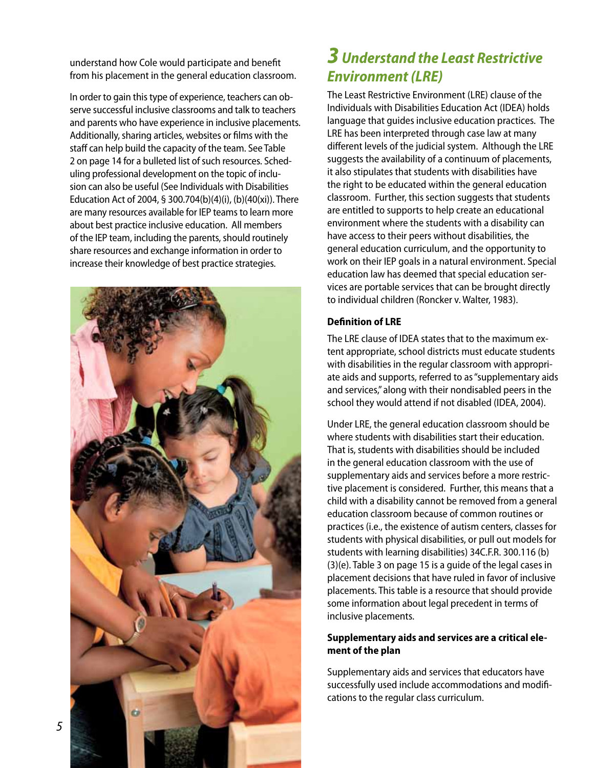understand how Cole would participate and benefit from his placement in the general education classroom.

In order to gain this type of experience, teachers can observe successful inclusive classrooms and talk to teachers and parents who have experience in inclusive placements. Additionally, sharing articles, websites or films with the staff can help build the capacity of the team. See Table 2 on page 14 for a bulleted list of such resources. Scheduling professional development on the topic of inclusion can also be useful (See Individuals with Disabilities Education Act of 2004, § 300.704(b)(4)(i), (b)(40(xi)). There are many resources available for IEP teams to learn more about best practice inclusive education. All members of the IEP team, including the parents, should routinely share resources and exchange information in order to increase their knowledge of best practice strategies.

## 3 Understand the Least Restrictive Environment (LRE)

The Least Restrictive Environment (LRE) clause of the Individuals with Disabilities Education Act (IDEA) holds language that guides inclusive education practices. The LRE has been interpreted through case law at many different levels of the judicial system. Although the LRE suggests the availability of a continuum of placements, it also stipulates that students with disabilities have the right to be educated within the general education classroom. Further, this section suggests that students are entitled to supports to help create an educational environment where the students with a disability can have access to their peers without disabilities, the general education curriculum, and the opportunity to work on their IEP goals in a natural environment. Special education law has deemed that special education services are portable services that can be brought directly to individual children (Roncker v. Walter, 1983).

### Definition of LRE

The LRE clause of IDEA states that to the maximum extent appropriate, school districts must educate students with disabilities in the regular classroom with appropriate aids and supports, referred to as "supplementary aids and services," along with their nondisabled peers in the school they would attend if not disabled (IDEA, 2004).

Under LRE, the general education classroom should be where students with disabilities start their education. That is, students with disabilities should be included in the general education classroom with the use of supplementary aids and services before a more restrictive placement is considered. Further, this means that a child with a disability cannot be removed from a general education classroom because of common routines or practices (i.e., the existence of autism centers, classes for students with physical disabilities, or pull out models for students with learning disabilities) 34C.F.R. 300.116 (b)(3)(e). Table 3 on page 15 is a guide of the legal cases in placement decisions that have ruled in favor of inclusive placements. This table is a resource that should provide some information about legal precedent in terms of inclusive placements.

### Supplementary aids and services are a critical element of the plan

Supplementary aids and services that educators have successfully used include accommodations and modifications to the regular class curriculum.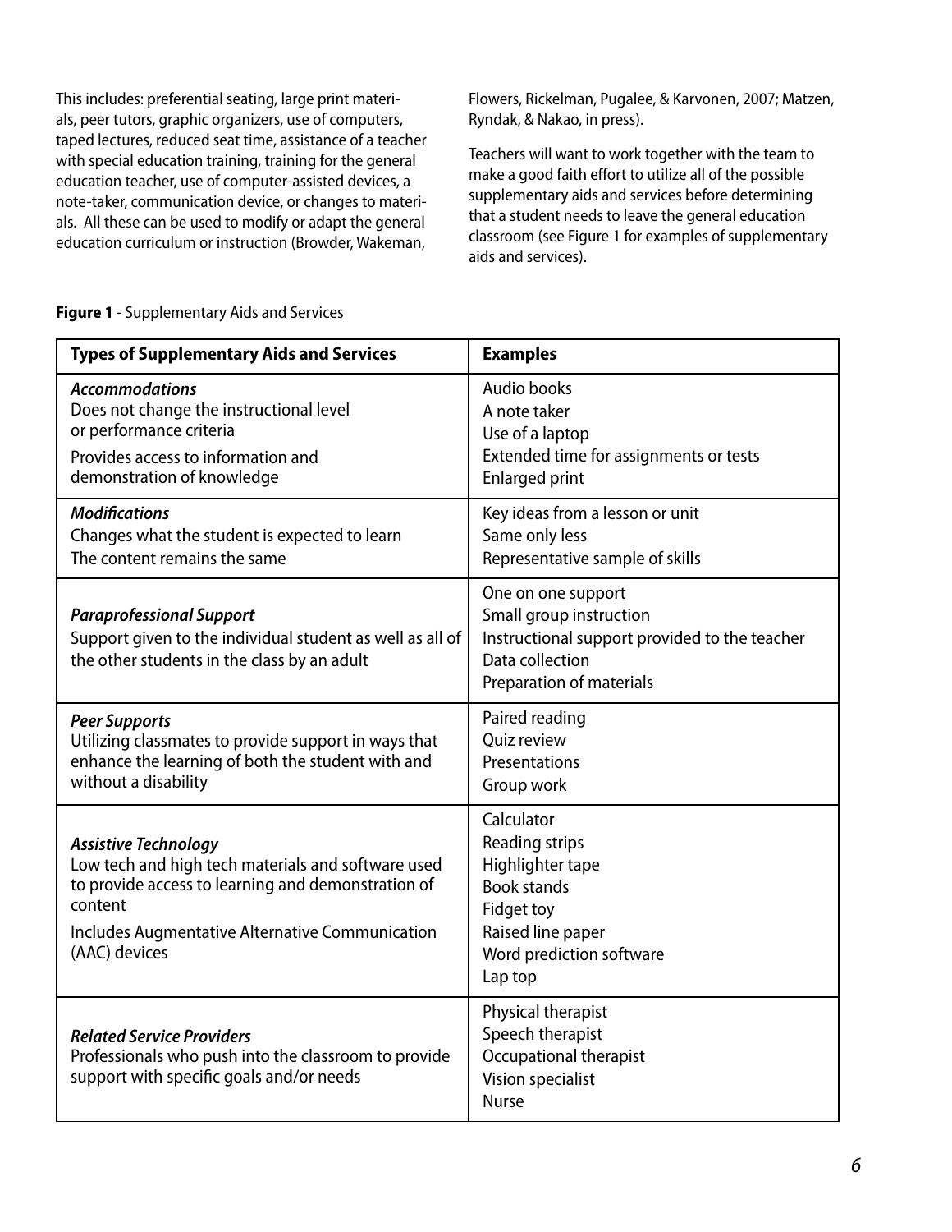This includes: preferential seating, large print materials, peer tutors, graphic organizers, use of computers, taped lectures, reduced seat time, assistance of a teacher with special education training, training for the general education teacher, use of computer-assisted devices, a note-taker, communication device, or changes to materials. All these can be used to modify or adapt the general education curriculum or instruction (Browder, Wakeman, Flowers, Rickelman, Pugalee, & Karvonen, 2007; Matzen, Ryndak, & Nakao, in press).

Teachers will want to work together with the team to make a good faith effort to utilize all of the possible supplementary aids and services before determining that a student needs to leave the general education classroom (see Figure 1 for examples of supplementary aids and services).

**Figure 1** - Supplementary Aids and Services

| Types of Supplementary Aids and Services | Examples |
|---|---|
| ***Accommodations***<br>Does not change the instructional level or performance criteria<br>Provides access to information and demonstration of knowledge | Audio books<br>A note taker<br>Use of a laptop<br>Extended time for assignments or tests<br>Enlarged print |
| ***Modifications***<br>Changes what the student is expected to learn<br>The content remains the same | Key ideas from a lesson or unit<br>Same only less<br>Representative sample of skills |
| ***Paraprofessional Support***<br>Support given to the individual student as well as all of the other students in the class by an adult | One on one support<br>Small group instruction<br>Instructional support provided to the teacher<br>Data collection<br>Preparation of materials |
| ***Peer Supports***<br>Utilizing classmates to provide support in ways that enhance the learning of both the student with and without a disability | Paired reading<br>Quiz review<br>Presentations<br>Group work |
| ***Assistive Technology***<br>Low tech and high tech materials and software used to provide access to learning and demonstration of content<br>Includes Augmentative Alternative Communication (AAC) devices | Calculator<br>Reading strips<br>Highlighter tape<br>Book stands<br>Fidget toy<br>Raised line paper<br>Word prediction software<br>Lap top |
| ***Related Service Providers***<br>Professionals who push into the classroom to provide support with specific goals and/or needs | Physical therapist<br>Speech therapist<br>Occupational therapist<br>Vision specialist<br>Nurse |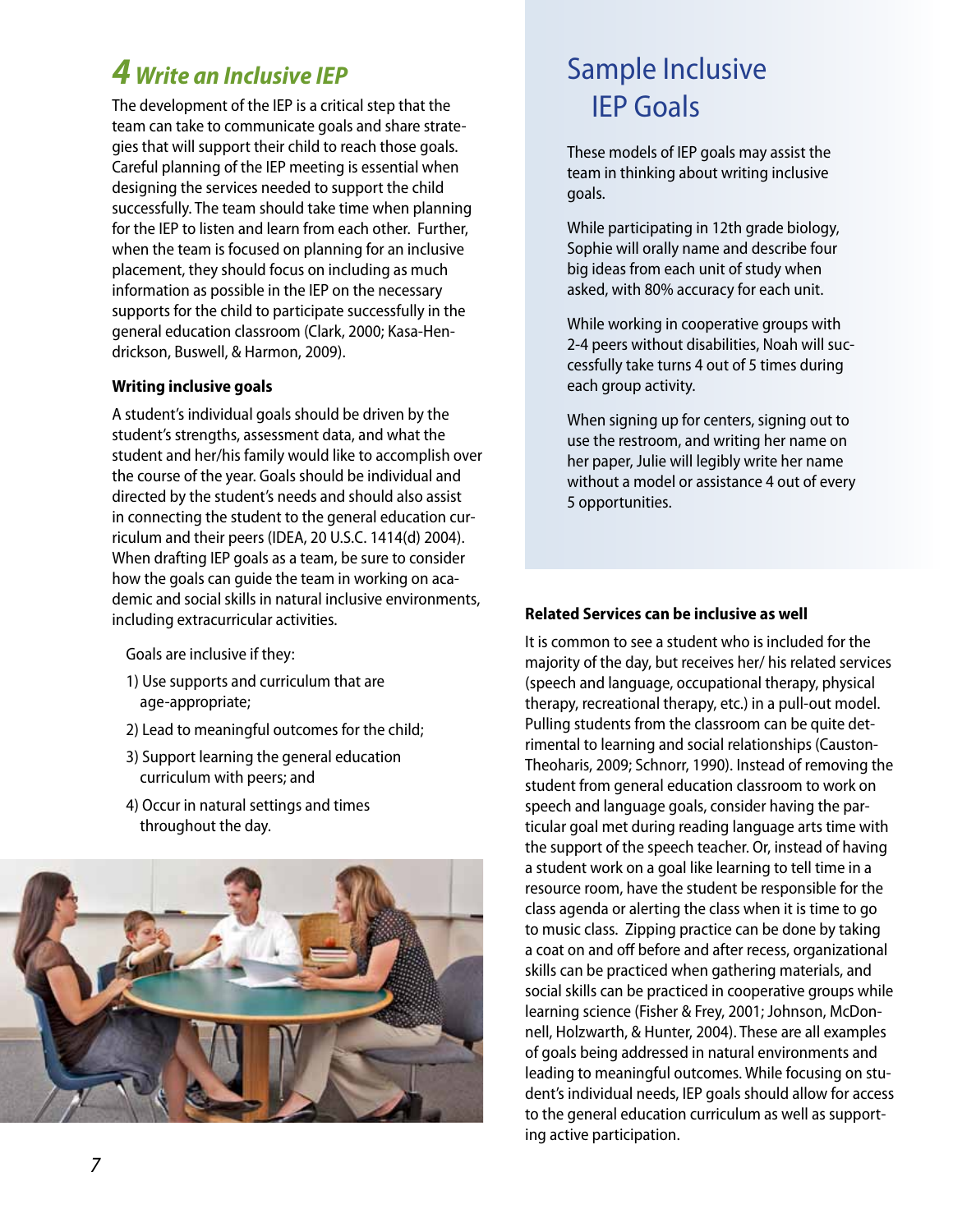## 4 *Write an Inclusive IEP*

The development of the IEP is a critical step that the team can take to communicate goals and share strategies that will support their child to reach those goals. Careful planning of the IEP meeting is essential when designing the services needed to support the child successfully. The team should take time when planning for the IEP to listen and learn from each other. Further, when the team is focused on planning for an inclusive placement, they should focus on including as much information as possible in the IEP on the necessary supports for the child to participate successfully in the general education classroom (Clark, 2000; Kasa-Hendrickson, Buswell, & Harmon, 2009).

### Writing inclusive goals

A student's individual goals should be driven by the student's strengths, assessment data, and what the student and her/his family would like to accomplish over the course of the year. Goals should be individual and directed by the student's needs and should also assist in connecting the student to the general education curriculum and their peers (IDEA, 20 U.S.C. 1414(d) 2004). When drafting IEP goals as a team, be sure to consider how the goals can guide the team in working on academic and social skills in natural inclusive environments, including extracurricular activities.

Goals are inclusive if they:

1) Use supports and curriculum that are age-appropriate;
2) Lead to meaningful outcomes for the child;
3) Support learning the general education curriculum with peers; and
4) Occur in natural settings and times throughout the day.

## Sample Inclusive IEP Goals

These models of IEP goals may assist the team in thinking about writing inclusive goals.

While participating in 12th grade biology, Sophie will orally name and describe four big ideas from each unit of study when asked, with 80% accuracy for each unit.

While working in cooperative groups with 2-4 peers without disabilities, Noah will successfully take turns 4 out of 5 times during each group activity.

When signing up for centers, signing out to use the restroom, and writing her name on her paper, Julie will legibly write her name without a model or assistance 4 out of every 5 opportunities.

### Related Services can be inclusive as well

It is common to see a student who is included for the majority of the day, but receives her/ his related services (speech and language, occupational therapy, physical therapy, recreational therapy, etc.) in a pull-out model. Pulling students from the classroom can be quite detrimental to learning and social relationships (Causton-Theoharis, 2009; Schnorr, 1990). Instead of removing the student from general education classroom to work on speech and language goals, consider having the particular goal met during reading language arts time with the support of the speech teacher. Or, instead of having a student work on a goal like learning to tell time in a resource room, have the student be responsible for the class agenda or alerting the class when it is time to go to music class. Zipping practice can be done by taking a coat on and off before and after recess, organizational skills can be practiced when gathering materials, and social skills can be practiced in cooperative groups while learning science (Fisher & Frey, 2001; Johnson, McDonnell, Holzwarth, & Hunter, 2004). These are all examples of goals being addressed in natural environments and leading to meaningful outcomes. While focusing on student's individual needs, IEP goals should allow for access to the general education curriculum as well as supporting active participation.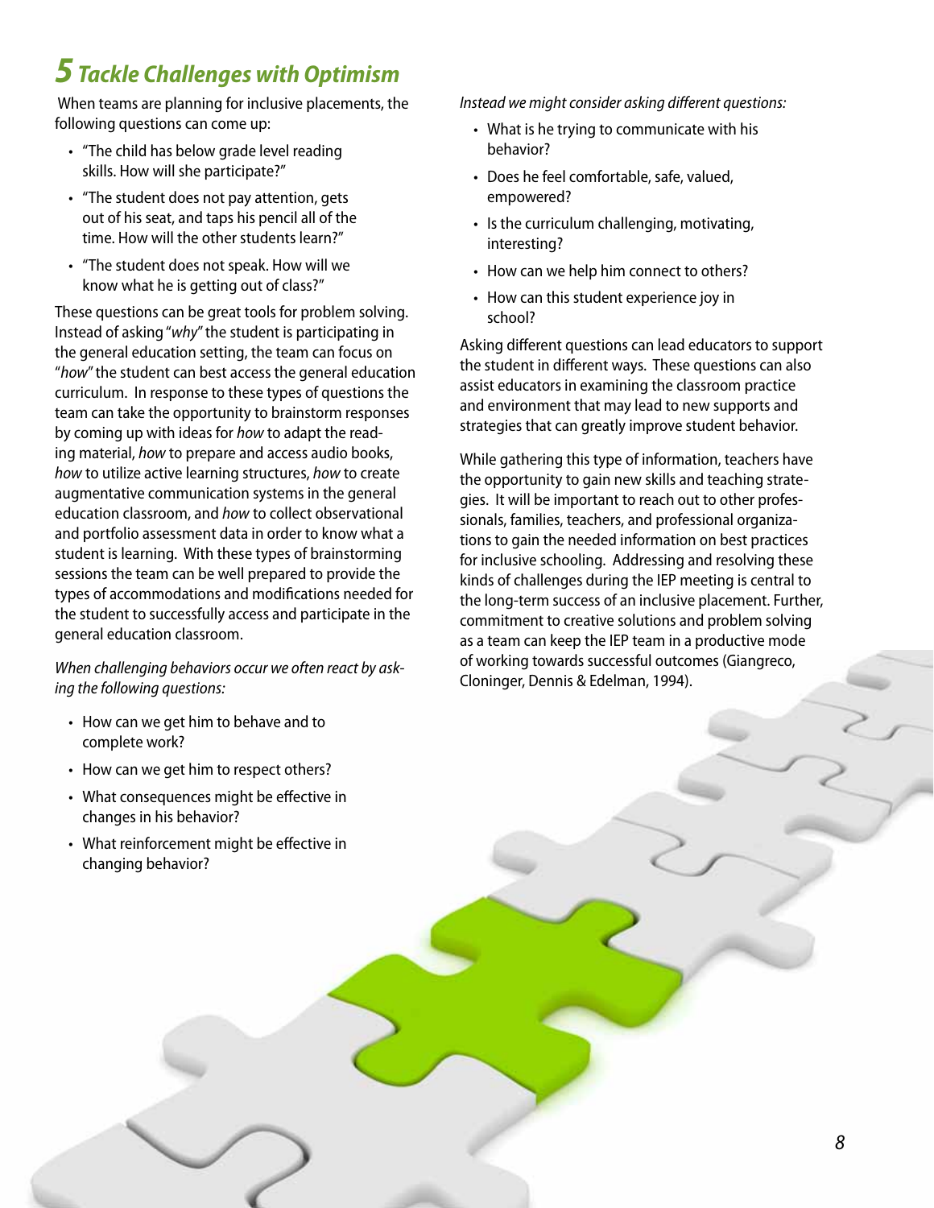## 5 Tackle Challenges with Optimism

When teams are planning for inclusive placements, the following questions can come up:

- "The child has below grade level reading skills. How will she participate?"
- "The student does not pay attention, gets out of his seat, and taps his pencil all of the time. How will the other students learn?"
- "The student does not speak. How will we know what he is getting out of class?"

These questions can be great tools for problem solving. Instead of asking "*why*" the student is participating in the general education setting, the team can focus on "*how*" the student can best access the general education curriculum. In response to these types of questions the team can take the opportunity to brainstorm responses by coming up with ideas for *how* to adapt the reading material, *how* to prepare and access audio books, *how* to utilize active learning structures, *how* to create augmentative communication systems in the general education classroom, and *how* to collect observational and portfolio assessment data in order to know what a student is learning. With these types of brainstorming sessions the team can be well prepared to provide the types of accommodations and modifications needed for the student to successfully access and participate in the general education classroom.

*When challenging behaviors occur we often react by asking the following questions:*

- How can we get him to behave and to complete work?
- How can we get him to respect others?
- What consequences might be effective in changes in his behavior?
- What reinforcement might be effective in changing behavior?

*Instead we might consider asking different questions:*

- What is he trying to communicate with his behavior?
- Does he feel comfortable, safe, valued, empowered?
- Is the curriculum challenging, motivating, interesting?
- How can we help him connect to others?
- How can this student experience joy in school?

Asking different questions can lead educators to support the student in different ways. These questions can also assist educators in examining the classroom practice and environment that may lead to new supports and strategies that can greatly improve student behavior.

While gathering this type of information, teachers have the opportunity to gain new skills and teaching strategies. It will be important to reach out to other professionals, families, teachers, and professional organizations to gain the needed information on best practices for inclusive schooling. Addressing and resolving these kinds of challenges during the IEP meeting is central to the long-term success of an inclusive placement. Further, commitment to creative solutions and problem solving as a team can keep the IEP team in a productive mode of working towards successful outcomes (Giangreco, Cloninger, Dennis & Edelman, 1994).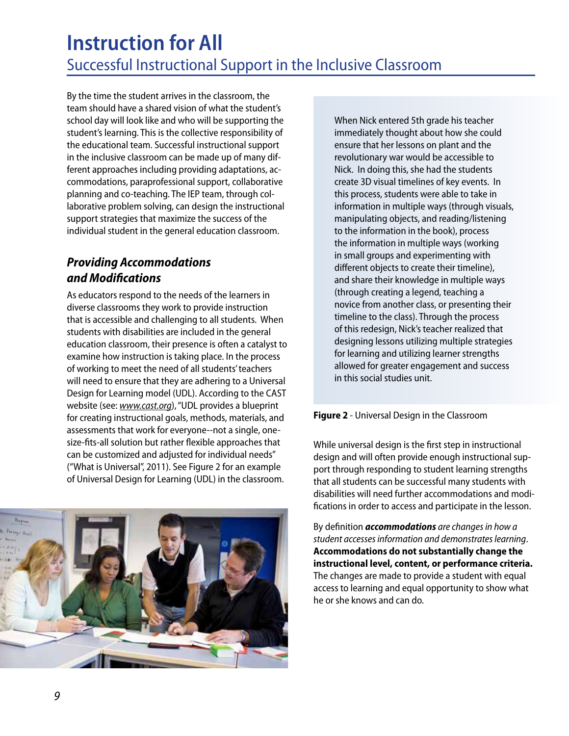# Instruction for All

## Successful Instructional Support in the Inclusive Classroom

By the time the student arrives in the classroom, the team should have a shared vision of what the student's school day will look like and who will be supporting the student's learning. This is the collective responsibility of the educational team. Successful instructional support in the inclusive classroom can be made up of many different approaches including providing adaptations, accommodations, paraprofessional support, collaborative planning and co-teaching. The IEP team, through collaborative problem solving, can design the instructional support strategies that maximize the success of the individual student in the general education classroom.

### *Providing Accommodations and Modifications*

As educators respond to the needs of the learners in diverse classrooms they work to provide instruction that is accessible and challenging to all students. When students with disabilities are included in the general education classroom, their presence is often a catalyst to examine how instruction is taking place. In the process of working to meet the need of all students' teachers will need to ensure that they are adhering to a Universal Design for Learning model (UDL). According to the CAST website (see: *www.cast.org*), "UDL provides a blueprint for creating instructional goals, methods, materials, and assessments that work for everyone--not a single, one-size-fits-all solution but rather flexible approaches that can be customized and adjusted for individual needs" ("What is Universal", 2011). See Figure 2 for an example of Universal Design for Learning (UDL) in the classroom.

When Nick entered 5th grade his teacher immediately thought about how she could ensure that her lessons on plant and the revolutionary war would be accessible to Nick. In doing this, she had the students create 3D visual timelines of key events. In this process, students were able to take in information in multiple ways (through visuals, manipulating objects, and reading/listening to the information in the book), process the information in multiple ways (working in small groups and experimenting with different objects to create their timeline), and share their knowledge in multiple ways (through creating a legend, teaching a novice from another class, or presenting their timeline to the class). Through the process of this redesign, Nick's teacher realized that designing lessons utilizing multiple strategies for learning and utilizing learner strengths allowed for greater engagement and success in this social studies unit.

**Figure 2** - Universal Design in the Classroom

While universal design is the first step in instructional design and will often provide enough instructional support through responding to student learning strengths that all students can be successful many students with disabilities will need further accommodations and modifications in order to access and participate in the lesson.

By definition ***accommodations*** *are changes in how a student accesses information and demonstrates learning*. **Accommodations do not substantially change the instructional level, content, or performance criteria.** The changes are made to provide a student with equal access to learning and equal opportunity to show what he or she knows and can do.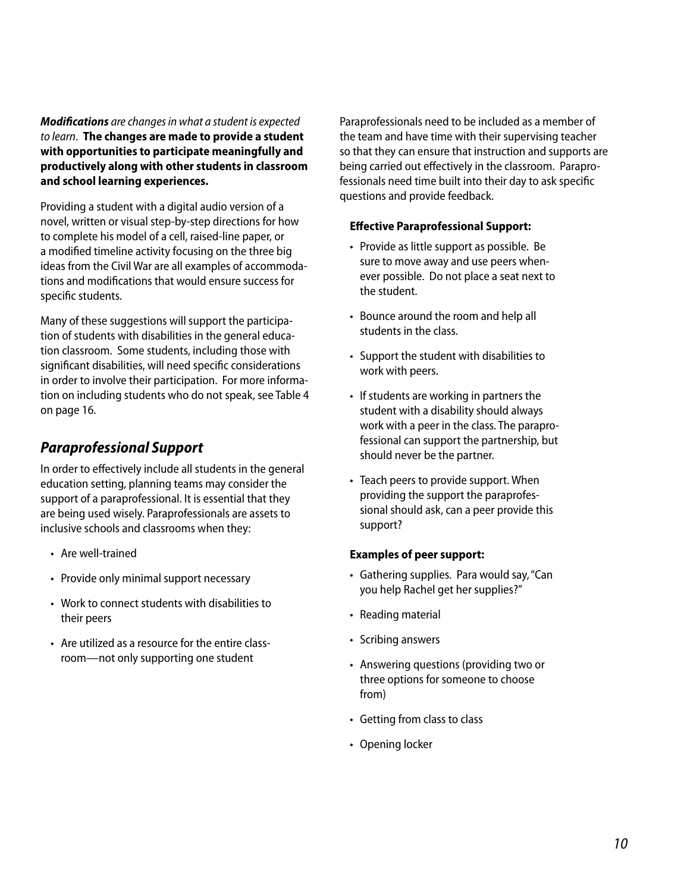***Modifications*** *are changes in what a student is expected to learn*. **The changes are made to provide a student with opportunities to participate meaningfully and productively along with other students in classroom and school learning experiences.**

Providing a student with a digital audio version of a novel, written or visual step-by-step directions for how to complete his model of a cell, raised-line paper, or a modified timeline activity focusing on the three big ideas from the Civil War are all examples of accommodations and modifications that would ensure success for specific students.

Many of these suggestions will support the participation of students with disabilities in the general education classroom. Some students, including those with significant disabilities, will need specific considerations in order to involve their participation. For more information on including students who do not speak, see Table 4 on page 16.

## *Paraprofessional Support*

In order to effectively include all students in the general education setting, planning teams may consider the support of a paraprofessional. It is essential that they are being used wisely. Paraprofessionals are assets to inclusive schools and classrooms when they:

- Are well-trained
- Provide only minimal support necessary
- Work to connect students with disabilities to their peers
- Are utilized as a resource for the entire classroom—not only supporting one student

Paraprofessionals need to be included as a member of the team and have time with their supervising teacher so that they can ensure that instruction and supports are being carried out effectively in the classroom. Paraprofessionals need time built into their day to ask specific questions and provide feedback.

**Effective Paraprofessional Support:**

- Provide as little support as possible. Be sure to move away and use peers whenever possible. Do not place a seat next to the student.
- Bounce around the room and help all students in the class.
- Support the student with disabilities to work with peers.
- If students are working in partners the student with a disability should always work with a peer in the class. The paraprofessional can support the partnership, but should never be the partner.
- Teach peers to provide support. When providing the support the paraprofessional should ask, can a peer provide this support?

**Examples of peer support:**

- Gathering supplies. Para would say, "Can you help Rachel get her supplies?"
- Reading material
- Scribing answers
- Answering questions (providing two or three options for someone to choose from)
- Getting from class to class
- Opening locker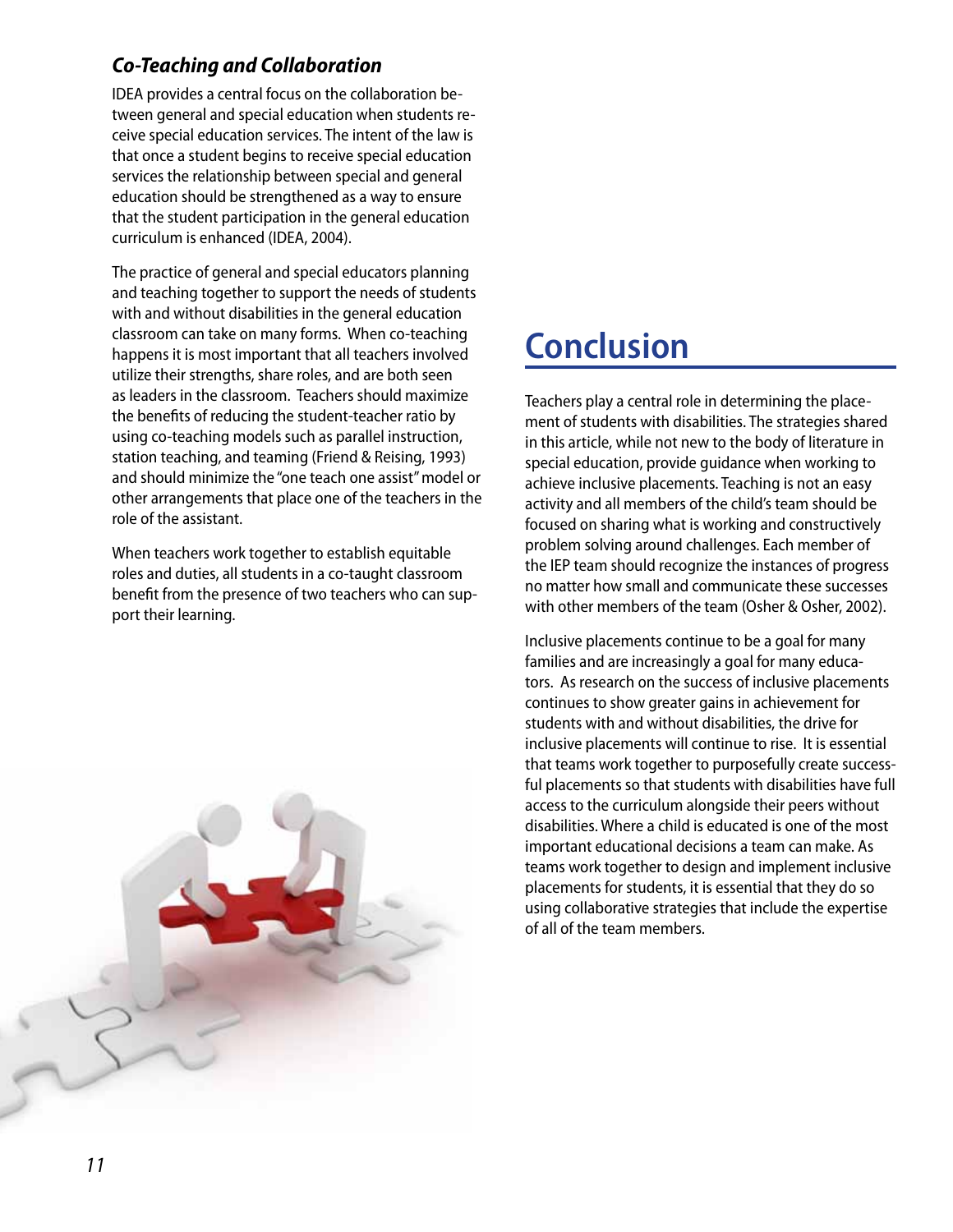### *Co-Teaching and Collaboration*

IDEA provides a central focus on the collaboration between general and special education when students receive special education services. The intent of the law is that once a student begins to receive special education services the relationship between special and general education should be strengthened as a way to ensure that the student participation in the general education curriculum is enhanced (IDEA, 2004).

The practice of general and special educators planning and teaching together to support the needs of students with and without disabilities in the general education classroom can take on many forms. When co-teaching happens it is most important that all teachers involved utilize their strengths, share roles, and are both seen as leaders in the classroom. Teachers should maximize the benefits of reducing the student-teacher ratio by using co-teaching models such as parallel instruction, station teaching, and teaming (Friend & Reising, 1993) and should minimize the "one teach one assist" model or other arrangements that place one of the teachers in the role of the assistant.

When teachers work together to establish equitable roles and duties, all students in a co-taught classroom benefit from the presence of two teachers who can support their learning.

# Conclusion

Teachers play a central role in determining the placement of students with disabilities. The strategies shared in this article, while not new to the body of literature in special education, provide guidance when working to achieve inclusive placements. Teaching is not an easy activity and all members of the child's team should be focused on sharing what is working and constructively problem solving around challenges. Each member of the IEP team should recognize the instances of progress no matter how small and communicate these successes with other members of the team (Osher & Osher, 2002).

Inclusive placements continue to be a goal for many families and are increasingly a goal for many educators. As research on the success of inclusive placements continues to show greater gains in achievement for students with and without disabilities, the drive for inclusive placements will continue to rise. It is essential that teams work together to purposefully create successful placements so that students with disabilities have full access to the curriculum alongside their peers without disabilities. Where a child is educated is one of the most important educational decisions a team can make. As teams work together to design and implement inclusive placements for students, it is essential that they do so using collaborative strategies that include the expertise of all of the team members.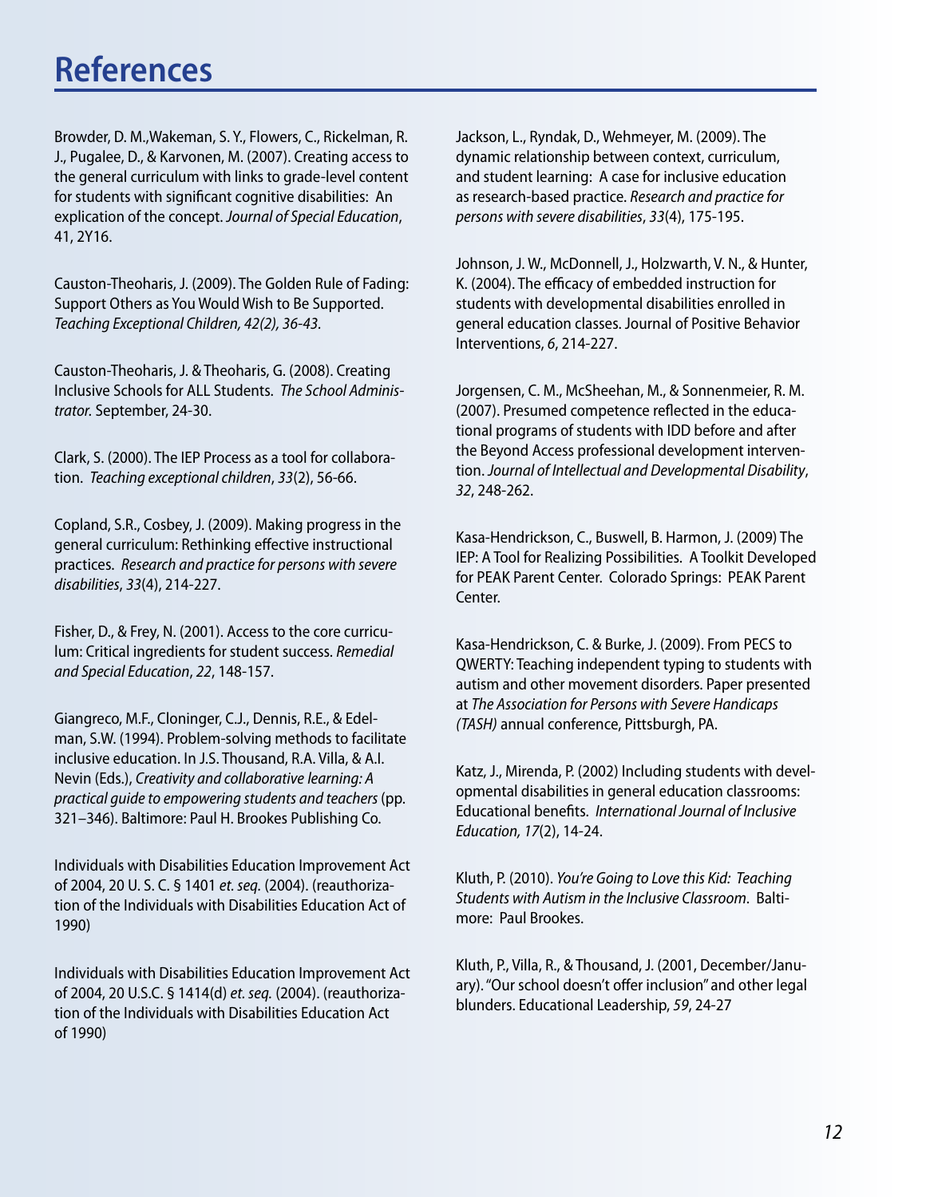# References

Browder, D. M.,Wakeman, S. Y., Flowers, C., Rickelman, R. J., Pugalee, D., & Karvonen, M. (2007). Creating access to the general curriculum with links to grade-level content for students with significant cognitive disabilities: An explication of the concept. *Journal of Special Education*, 41, 2Y16.

Causton-Theoharis, J. (2009). The Golden Rule of Fading: Support Others as You Would Wish to Be Supported. *Teaching Exceptional Children, 42(2), 36-43.*

Causton-Theoharis, J. & Theoharis, G. (2008). Creating Inclusive Schools for ALL Students. *The School Administrator.* September, 24-30.

Clark, S. (2000). The IEP Process as a tool for collaboration. *Teaching exceptional children*, *33*(2), 56-66.

Copland, S.R., Cosbey, J. (2009). Making progress in the general curriculum: Rethinking effective instructional practices. *Research and practice for persons with severe disabilities*, *33*(4), 214-227.

Fisher, D., & Frey, N. (2001). Access to the core curriculum: Critical ingredients for student success. *Remedial and Special Education*, *22*, 148-157.

Giangreco, M.F., Cloninger, C.J., Dennis, R.E., & Edelman, S.W. (1994). Problem-solving methods to facilitate inclusive education. In J.S. Thousand, R.A. Villa, & A.I. Nevin (Eds.), *Creativity and collaborative learning: A practical guide to empowering students and teachers* (pp. 321–346). Baltimore: Paul H. Brookes Publishing Co.

Individuals with Disabilities Education Improvement Act of 2004, 20 U. S. C. § 1401 *et. seq.* (2004). (reauthorization of the Individuals with Disabilities Education Act of 1990)

Individuals with Disabilities Education Improvement Act of 2004, 20 U.S.C. § 1414(d) *et. seq.* (2004). (reauthorization of the Individuals with Disabilities Education Act of 1990)

Jackson, L., Ryndak, D., Wehmeyer, M. (2009). The dynamic relationship between context, curriculum, and student learning: A case for inclusive education as research-based practice. *Research and practice for persons with severe disabilities*, *33*(4), 175-195.

Johnson, J. W., McDonnell, J., Holzwarth, V. N., & Hunter, K. (2004). The efficacy of embedded instruction for students with developmental disabilities enrolled in general education classes. Journal of Positive Behavior Interventions, *6*, 214-227.

Jorgensen, C. M., McSheehan, M., & Sonnenmeier, R. M. (2007). Presumed competence reflected in the educational programs of students with IDD before and after the Beyond Access professional development intervention. *Journal of Intellectual and Developmental Disability*, *32*, 248-262.

Kasa-Hendrickson, C., Buswell, B. Harmon, J. (2009) The IEP: A Tool for Realizing Possibilities. A Toolkit Developed for PEAK Parent Center. Colorado Springs: PEAK Parent Center.

Kasa-Hendrickson, C. & Burke, J. (2009). From PECS to QWERTY: Teaching independent typing to students with autism and other movement disorders. Paper presented at *The Association for Persons with Severe Handicaps (TASH)* annual conference, Pittsburgh, PA.

Katz, J., Mirenda, P. (2002) Including students with developmental disabilities in general education classrooms: Educational benefits. *International Journal of Inclusive Education, 17*(2), 14-24.

Kluth, P. (2010). *You're Going to Love this Kid: Teaching Students with Autism in the Inclusive Classroom*. Baltimore: Paul Brookes.

Kluth, P., Villa, R., & Thousand, J. (2001, December/January). "Our school doesn't offer inclusion" and other legal blunders. Educational Leadership, *59*, 24-27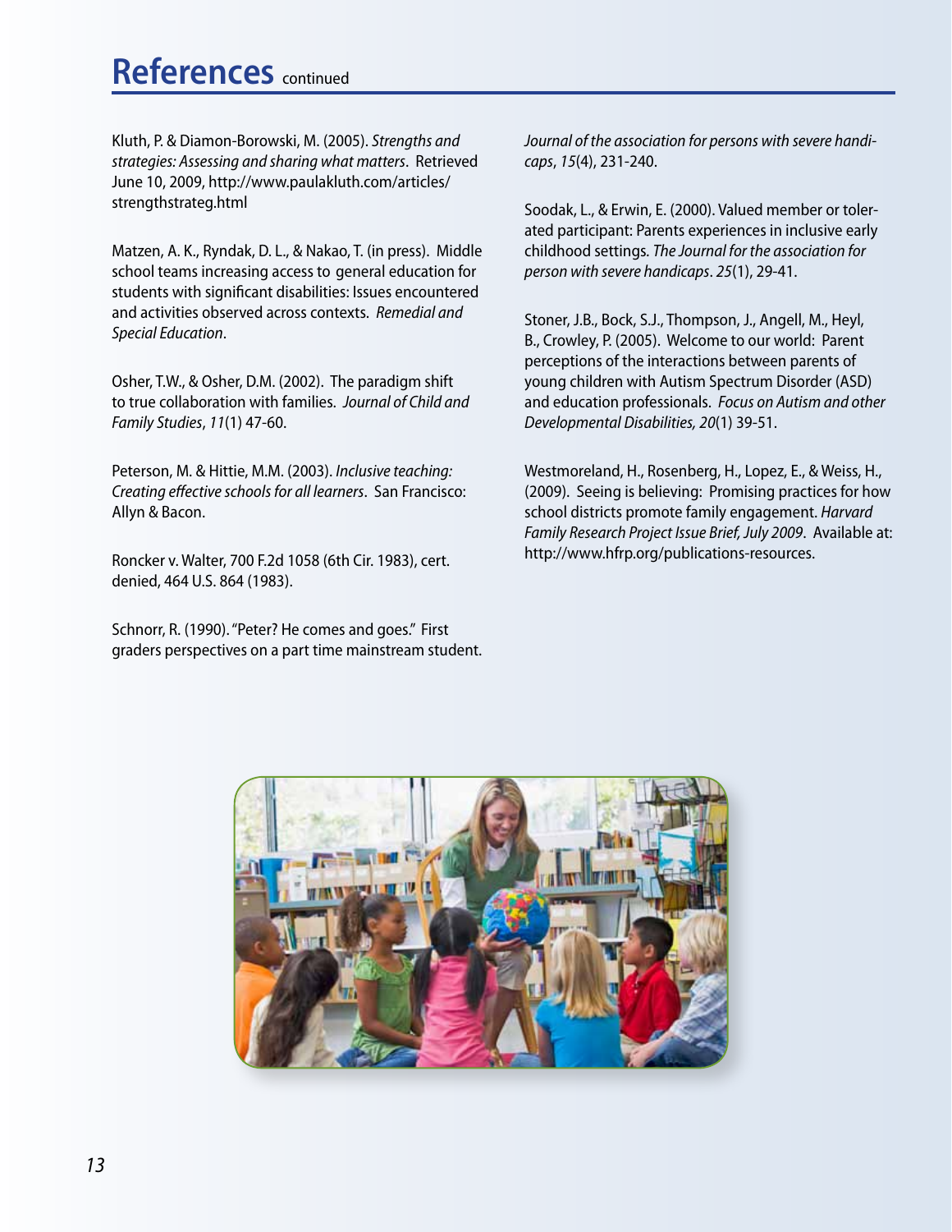# References continued

Kluth, P. & Diamon-Borowski, M. (2005). *Strengths and strategies: Assessing and sharing what matters*. Retrieved June 10, 2009, http://www.paulakluth.com/articles/strengthstrateg.html

Matzen, A. K., Ryndak, D. L., & Nakao, T. (in press). Middle school teams increasing access to general education for students with significant disabilities: Issues encountered and activities observed across contexts. *Remedial and Special Education*.

Osher, T.W., & Osher, D.M. (2002). The paradigm shift to true collaboration with families. *Journal of Child and Family Studies*, *11*(1) 47-60.

Peterson, M. & Hittie, M.M. (2003). *Inclusive teaching: Creating effective schools for all learners*. San Francisco: Allyn & Bacon.

Roncker v. Walter, 700 F.2d 1058 (6th Cir. 1983), cert. denied, 464 U.S. 864 (1983).

Schnorr, R. (1990). "Peter? He comes and goes." First graders perspectives on a part time mainstream student. *Journal of the association for persons with severe handicaps*, *15*(4), 231-240.

Soodak, L., & Erwin, E. (2000). Valued member or tolerated participant: Parents experiences in inclusive early childhood settings. *The Journal for the association for person with severe handicaps*. *25*(1), 29-41.

Stoner, J.B., Bock, S.J., Thompson, J., Angell, M., Heyl, B., Crowley, P. (2005). Welcome to our world: Parent perceptions of the interactions between parents of young children with Autism Spectrum Disorder (ASD) and education professionals. *Focus on Autism and other Developmental Disabilities, 20*(1) 39-51.

Westmoreland, H., Rosenberg, H., Lopez, E., & Weiss, H., (2009). Seeing is believing: Promising practices for how school districts promote family engagement. *Harvard Family Research Project Issue Brief, July 2009*. Available at: http://www.hfrp.org/publications-resources.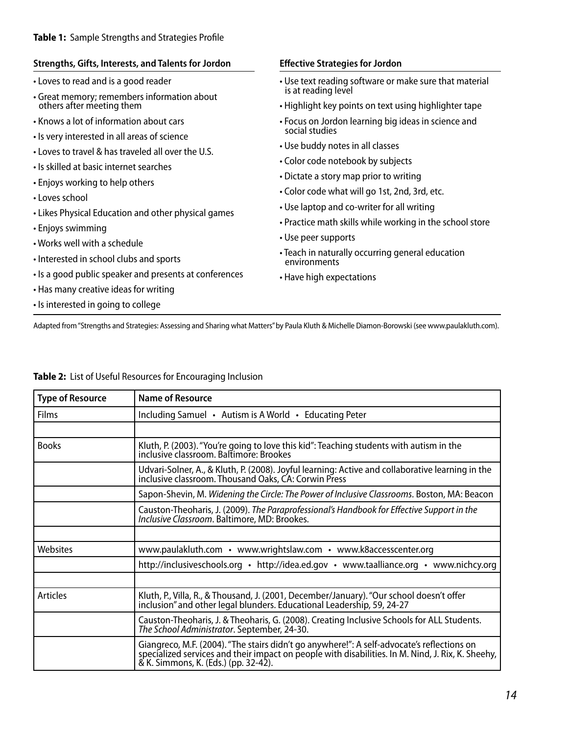**Table 1:** Sample Strengths and Strategies Profile

| Strengths, Gifts, Interests, and Talents for Jordon | Effective Strategies for Jordon |
|---|---|
| • Loves to read and is a good reader<br>• Great memory; remembers information about others after meeting them<br>• Knows a lot of information about cars<br>• Is very interested in all areas of science<br>• Loves to travel & has traveled all over the U.S.<br>• Is skilled at basic internet searches<br>• Enjoys working to help others<br>• Loves school<br>• Likes Physical Education and other physical games<br>• Enjoys swimming<br>• Works well with a schedule<br>• Interested in school clubs and sports<br>• Is a good public speaker and presents at conferences<br>• Has many creative ideas for writing<br>• Is interested in going to college | • Use text reading software or make sure that material is at reading level<br>• Highlight key points on text using highlighter tape<br>• Focus on Jordon learning big ideas in science and social studies<br>• Use buddy notes in all classes<br>• Color code notebook by subjects<br>• Dictate a story map prior to writing<br>• Color code what will go 1st, 2nd, 3rd, etc.<br>• Use laptop and co-writer for all writing<br>• Practice math skills while working in the school store<br>• Use peer supports<br>• Teach in naturally occurring general education environments<br>• Have high expectations |

Adapted from "Strengths and Strategies: Assessing and Sharing what Matters" by Paula Kluth & Michelle Diamon-Borowski (see www.paulakluth.com).

**Table 2:** List of Useful Resources for Encouraging Inclusion

| Type of Resource | Name of Resource |
|---|---|
| Films | Including Samuel • Autism is A World • Educating Peter |
| | |
| Books | Kluth, P. (2003). "You're going to love this kid": Teaching students with autism in the inclusive classroom. Baltimore: Brookes |
| | Udvari-Solner, A., & Kluth, P. (2008). Joyful learning: Active and collaborative learning in the inclusive classroom. Thousand Oaks, CA: Corwin Press |
| | Sapon-Shevin, M. *Widening the Circle: The Power of Inclusive Classrooms*. Boston, MA: Beacon |
| | Causton-Theoharis, J. (2009). *The Paraprofessional's Handbook for Effective Support in the Inclusive Classroom*. Baltimore, MD: Brookes. |
| | |
| Websites | www.paulakluth.com • www.wrightslaw.com • www.k8accesscenter.org |
| | http://inclusiveschools.org • http://idea.ed.gov • www.taalliance.org • www.nichcy.org |
| | |
| Articles | Kluth, P., Villa, R., & Thousand, J. (2001, December/January). "Our school doesn't offer inclusion" and other legal blunders. Educational Leadership, 59, 24-27 |
| | Causton-Theoharis, J. & Theoharis, G. (2008). Creating Inclusive Schools for ALL Students. *The School Administrator*. September, 24-30. |
| | Giangreco, M.F. (2004). "The stairs didn't go anywhere!": A self-advocate's reflections on specialized services and their impact on people with disabilities. In M. Nind, J. Rix, K. Sheehy, & K. Simmons, K. (Eds.) (pp. 32-42). |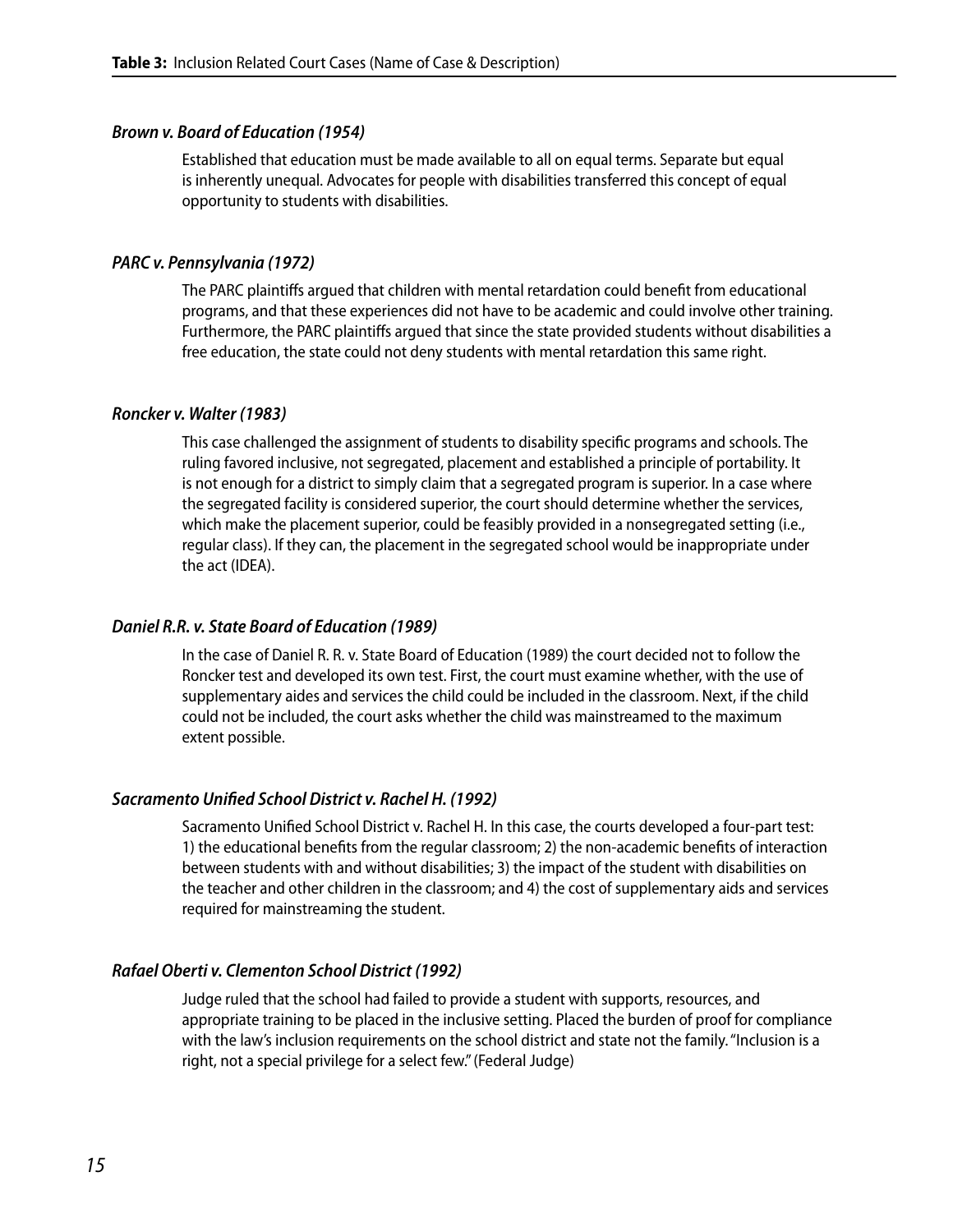**Table 3:** Inclusion Related Court Cases (Name of Case & Description)

***Brown v. Board of Education (1954)***

Established that education must be made available to all on equal terms. Separate but equal is inherently unequal. Advocates for people with disabilities transferred this concept of equal opportunity to students with disabilities.

***PARC v. Pennsylvania (1972)***

The PARC plaintiffs argued that children with mental retardation could benefit from educational programs, and that these experiences did not have to be academic and could involve other training. Furthermore, the PARC plaintiffs argued that since the state provided students without disabilities a free education, the state could not deny students with mental retardation this same right.

***Roncker v. Walter (1983)***

This case challenged the assignment of students to disability specific programs and schools. The ruling favored inclusive, not segregated, placement and established a principle of portability. It is not enough for a district to simply claim that a segregated program is superior. In a case where the segregated facility is considered superior, the court should determine whether the services, which make the placement superior, could be feasibly provided in a nonsegregated setting (i.e., regular class). If they can, the placement in the segregated school would be inappropriate under the act (IDEA).

***Daniel R.R. v. State Board of Education (1989)***

In the case of Daniel R. R. v. State Board of Education (1989) the court decided not to follow the Roncker test and developed its own test. First, the court must examine whether, with the use of supplementary aides and services the child could be included in the classroom. Next, if the child could not be included, the court asks whether the child was mainstreamed to the maximum extent possible.

***Sacramento Unified School District v. Rachel H. (1992)***

Sacramento Unified School District v. Rachel H. In this case, the courts developed a four-part test: 1) the educational benefits from the regular classroom; 2) the non-academic benefits of interaction between students with and without disabilities; 3) the impact of the student with disabilities on the teacher and other children in the classroom; and 4) the cost of supplementary aids and services required for mainstreaming the student.

***Rafael Oberti v. Clementon School District (1992)***

Judge ruled that the school had failed to provide a student with supports, resources, and appropriate training to be placed in the inclusive setting. Placed the burden of proof for compliance with the law's inclusion requirements on the school district and state not the family. "Inclusion is a right, not a special privilege for a select few." (Federal Judge)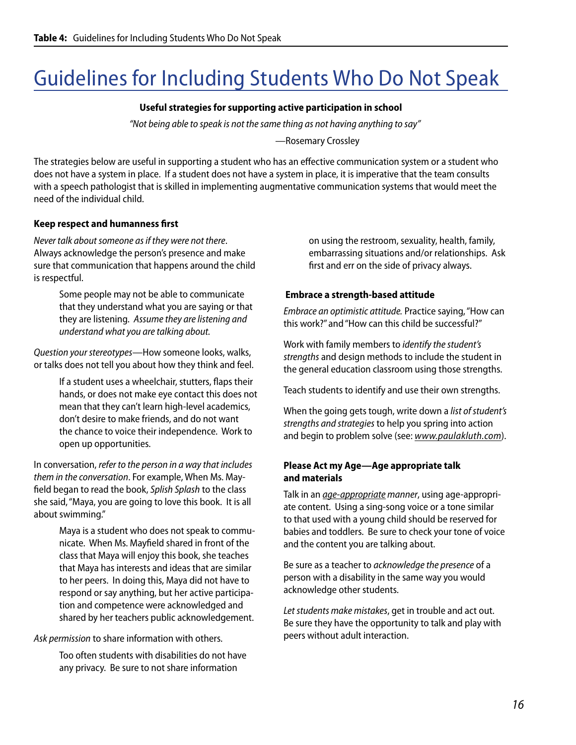# Guidelines for Including Students Who Do Not Speak

**Useful strategies for supporting active participation in school**

*"Not being able to speak is not the same thing as not having anything to say"*

—Rosemary Crossley

The strategies below are useful in supporting a student who has an effective communication system or a student who does not have a system in place. If a student does not have a system in place, it is imperative that the team consults with a speech pathologist that is skilled in implementing augmentative communication systems that would meet the need of the individual child.

### Keep respect and humanness first

*Never talk about someone as if they were not there*. Always acknowledge the person's presence and make sure that communication that happens around the child is respectful.

> Some people may not be able to communicate that they understand what you are saying or that they are listening. *Assume they are listening and understand what you are talking about.*

*Question your stereotypes*—How someone looks, walks, or talks does not tell you about how they think and feel.

> If a student uses a wheelchair, stutters, flaps their hands, or does not make eye contact this does not mean that they can't learn high-level academics, don't desire to make friends, and do not want the chance to voice their independence. Work to open up opportunities.

In conversation, *refer to the person in a way that includes them in the conversation*. For example, When Ms. Mayfield began to read the book, *Splish Splash* to the class she said, "Maya, you are going to love this book. It is all about swimming."

> Maya is a student who does not speak to communicate. When Ms. Mayfield shared in front of the class that Maya will enjoy this book, she teaches that Maya has interests and ideas that are similar to her peers. In doing this, Maya did not have to respond or say anything, but her active participation and competence were acknowledged and shared by her teachers public acknowledgement.

*Ask permission* to share information with others.

> Too often students with disabilities do not have any privacy. Be sure to not share information on using the restroom, sexuality, health, family, embarrassing situations and/or relationships. Ask first and err on the side of privacy always.

### Embrace a strength-based attitude

*Embrace an optimistic attitude.* Practice saying, "How can this work?" and "How can this child be successful?"

Work with family members to *identify the student's strengths* and design methods to include the student in the general education classroom using those strengths.

Teach students to identify and use their own strengths.

When the going gets tough, write down a *list of student's strengths and strategies* to help you spring into action and begin to problem solve (see: www.paulakluth.com).

### Please Act my Age—Age appropriate talk and materials

Talk in an *age-appropriate manner*, using age-appropriate content. Using a sing-song voice or a tone similar to that used with a young child should be reserved for babies and toddlers. Be sure to check your tone of voice and the content you are talking about.

Be sure as a teacher to *acknowledge the presence* of a person with a disability in the same way you would acknowledge other students.

*Let students make mistakes*, get in trouble and act out. Be sure they have the opportunity to talk and play with peers without adult interaction.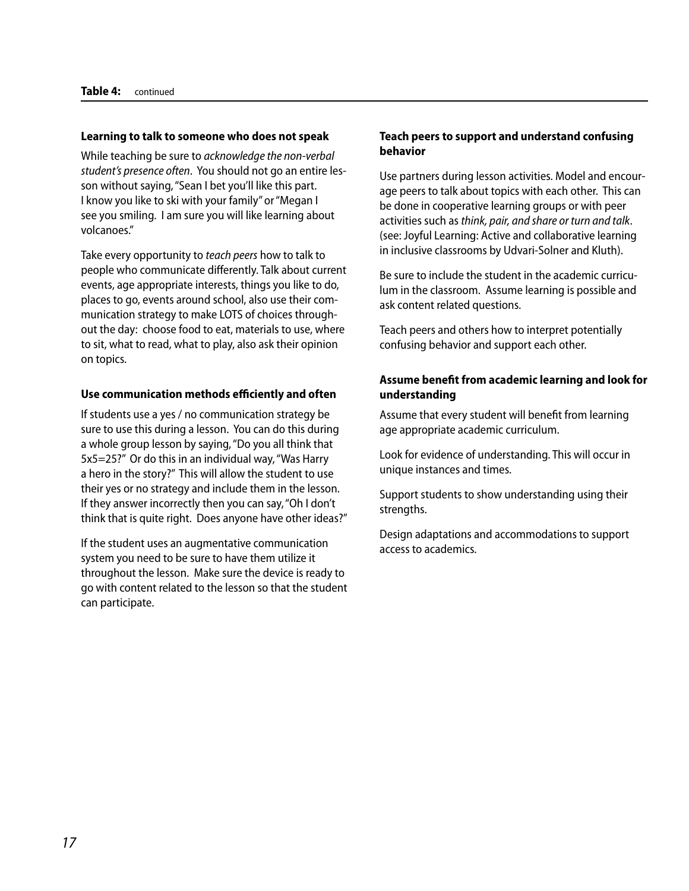**Table 4:** continued

### Learning to talk to someone who does not speak

While teaching be sure to *acknowledge the non-verbal student's presence often*. You should not go an entire lesson without saying, "Sean I bet you'll like this part. I know you like to ski with your family" or "Megan I see you smiling. I am sure you will like learning about volcanoes."

Take every opportunity to *teach peers* how to talk to people who communicate differently. Talk about current events, age appropriate interests, things you like to do, places to go, events around school, also use their communication strategy to make LOTS of choices throughout the day: choose food to eat, materials to use, where to sit, what to read, what to play, also ask their opinion on topics.

### Use communication methods efficiently and often

If students use a yes / no communication strategy be sure to use this during a lesson. You can do this during a whole group lesson by saying, "Do you all think that 5x5=25?" Or do this in an individual way, "Was Harry a hero in the story?" This will allow the student to use their yes or no strategy and include them in the lesson. If they answer incorrectly then you can say, "Oh I don't think that is quite right. Does anyone have other ideas?"

If the student uses an augmentative communication system you need to be sure to have them utilize it throughout the lesson. Make sure the device is ready to go with content related to the lesson so that the student can participate.

### Teach peers to support and understand confusing behavior

Use partners during lesson activities. Model and encourage peers to talk about topics with each other. This can be done in cooperative learning groups or with peer activities such as *think, pair, and share or turn and talk*. (see: Joyful Learning: Active and collaborative learning in inclusive classrooms by Udvari-Solner and Kluth).

Be sure to include the student in the academic curriculum in the classroom. Assume learning is possible and ask content related questions.

Teach peers and others how to interpret potentially confusing behavior and support each other.

### Assume benefit from academic learning and look for understanding

Assume that every student will benefit from learning age appropriate academic curriculum.

Look for evidence of understanding. This will occur in unique instances and times.

Support students to show understanding using their strengths.

Design adaptations and accommodations to support access to academics.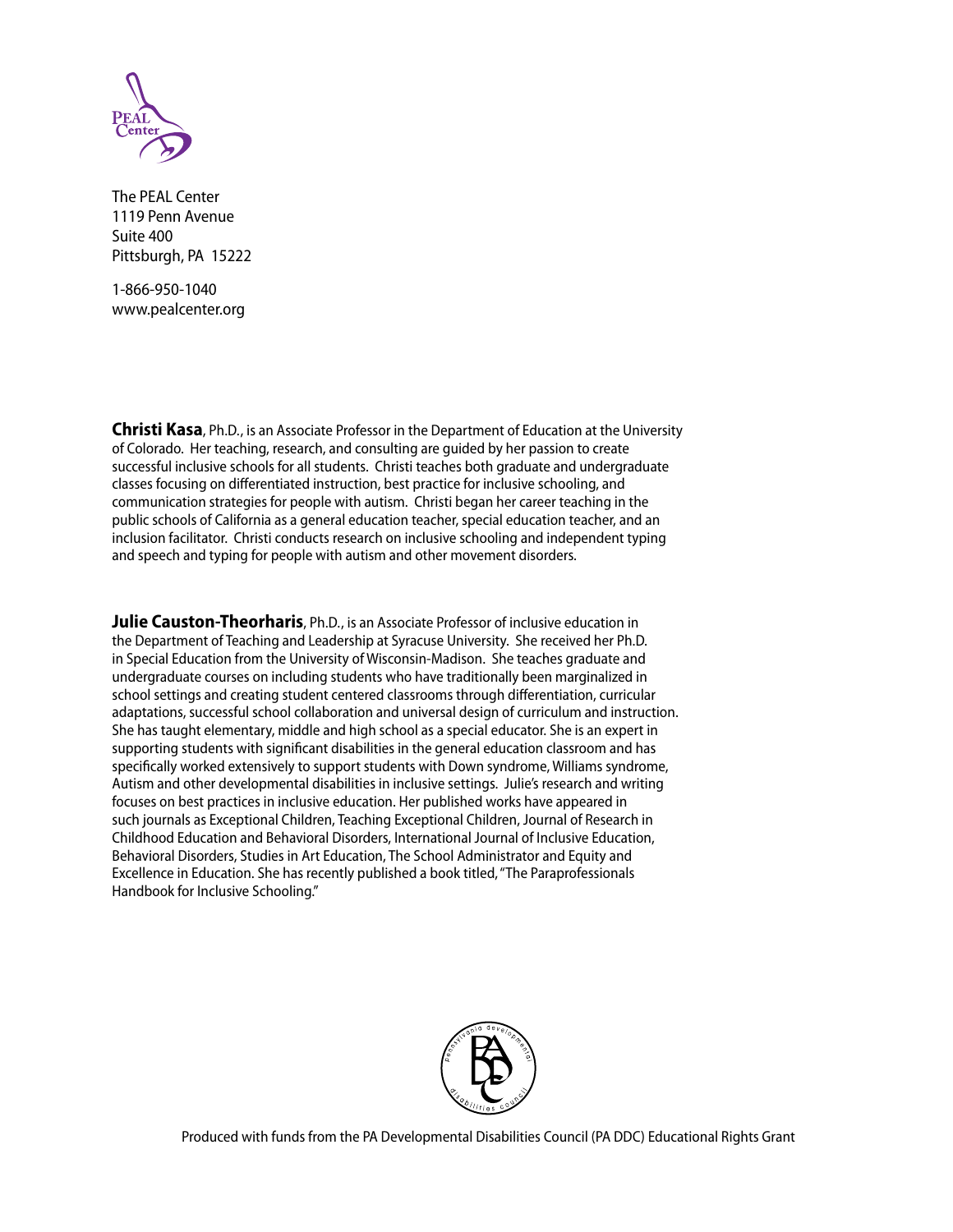The PEAL Center
1119 Penn Avenue
Suite 400
Pittsburgh, PA 15222

1-866-950-1040
www.pealcenter.org

**Christi Kasa**, Ph.D., is an Associate Professor in the Department of Education at the University of Colorado. Her teaching, research, and consulting are guided by her passion to create successful inclusive schools for all students. Christi teaches both graduate and undergraduate classes focusing on differentiated instruction, best practice for inclusive schooling, and communication strategies for people with autism. Christi began her career teaching in the public schools of California as a general education teacher, special education teacher, and an inclusion facilitator. Christi conducts research on inclusive schooling and independent typing and speech and typing for people with autism and other movement disorders.

**Julie Causton-Theorharis**, Ph.D., is an Associate Professor of inclusive education in the Department of Teaching and Leadership at Syracuse University. She received her Ph.D. in Special Education from the University of Wisconsin-Madison. She teaches graduate and undergraduate courses on including students who have traditionally been marginalized in school settings and creating student centered classrooms through differentiation, curricular adaptations, successful school collaboration and universal design of curriculum and instruction. She has taught elementary, middle and high school as a special educator. She is an expert in supporting students with significant disabilities in the general education classroom and has specifically worked extensively to support students with Down syndrome, Williams syndrome, Autism and other developmental disabilities in inclusive settings. Julie's research and writing focuses on best practices in inclusive education. Her published works have appeared in such journals as Exceptional Children, Teaching Exceptional Children, Journal of Research in Childhood Education and Behavioral Disorders, International Journal of Inclusive Education, Behavioral Disorders, Studies in Art Education, The School Administrator and Equity and Excellence in Education. She has recently published a book titled, "The Paraprofessionals Handbook for Inclusive Schooling."

Produced with funds from the PA Developmental Disabilities Council (PA DDC) Educational Rights Grant